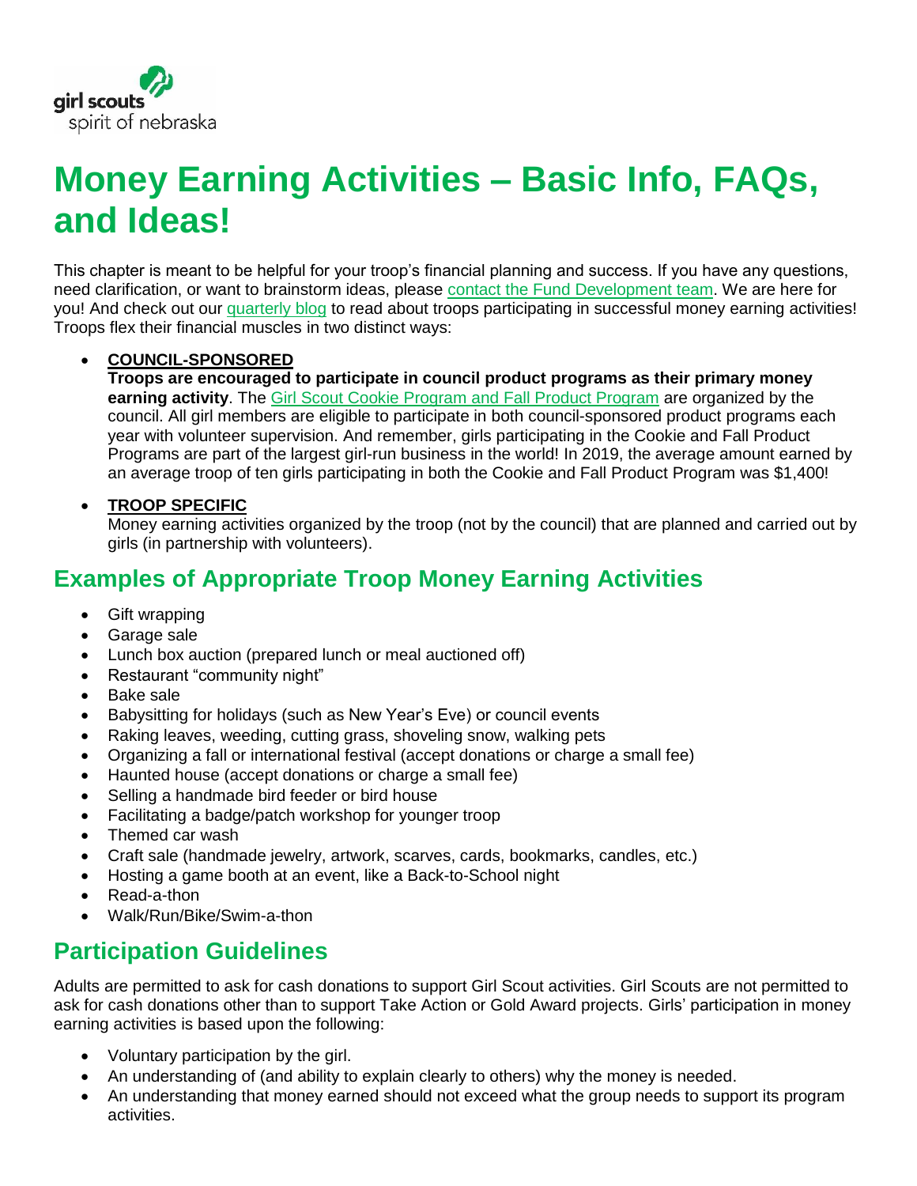girl scouts
spirit of nebraska

# Money Earning Activities – Basic Info, FAQs, and Ideas!

This chapter is meant to be helpful for your troop's financial planning and success. If you have any questions, need clarification, or want to brainstorm ideas, please contact the Fund Development team. We are here for you! And check out our quarterly blog to read about troops participating in successful money earning activities! Troops flex their financial muscles in two distinct ways:

- **COUNCIL-SPONSORED**
  **Troops are encouraged to participate in council product programs as their primary money earning activity**. The Girl Scout Cookie Program and Fall Product Program are organized by the council. All girl members are eligible to participate in both council-sponsored product programs each year with volunteer supervision. And remember, girls participating in the Cookie and Fall Product Programs are part of the largest girl-run business in the world! In 2019, the average amount earned by an average troop of ten girls participating in both the Cookie and Fall Product Program was $1,400!

- **TROOP SPECIFIC**
  Money earning activities organized by the troop (not by the council) that are planned and carried out by girls (in partnership with volunteers).

## Examples of Appropriate Troop Money Earning Activities

- Gift wrapping
- Garage sale
- Lunch box auction (prepared lunch or meal auctioned off)
- Restaurant "community night"
- Bake sale
- Babysitting for holidays (such as New Year's Eve) or council events
- Raking leaves, weeding, cutting grass, shoveling snow, walking pets
- Organizing a fall or international festival (accept donations or charge a small fee)
- Haunted house (accept donations or charge a small fee)
- Selling a handmade bird feeder or bird house
- Facilitating a badge/patch workshop for younger troop
- Themed car wash
- Craft sale (handmade jewelry, artwork, scarves, cards, bookmarks, candles, etc.)
- Hosting a game booth at an event, like a Back-to-School night
- Read-a-thon
- Walk/Run/Bike/Swim-a-thon

## Participation Guidelines

Adults are permitted to ask for cash donations to support Girl Scout activities. Girl Scouts are not permitted to ask for cash donations other than to support Take Action or Gold Award projects. Girls' participation in money earning activities is based upon the following:

- Voluntary participation by the girl.
- An understanding of (and ability to explain clearly to others) why the money is needed.
- An understanding that money earned should not exceed what the group needs to support its program activities.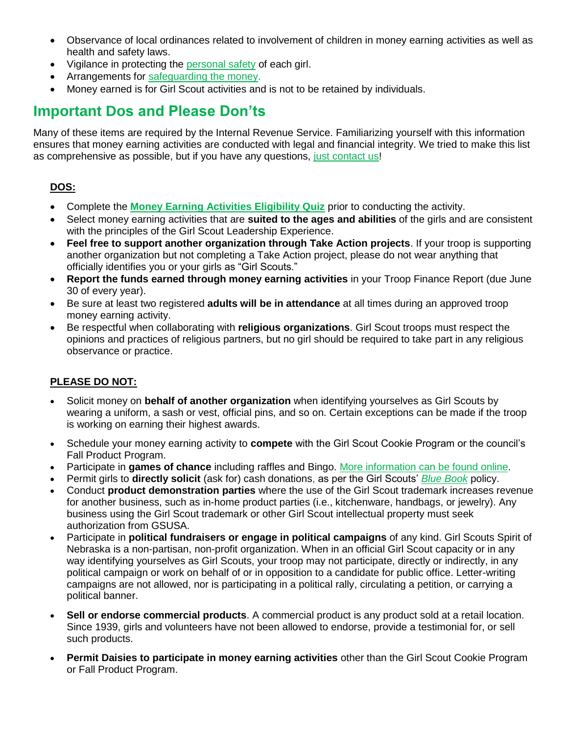- Observance of local ordinances related to involvement of children in money earning activities as well as health and safety laws.
- Vigilance in protecting the personal safety of each girl.
- Arrangements for safeguarding the money.
- Money earned is for Girl Scout activities and is not to be retained by individuals.

## Important Dos and Please Don'ts

Many of these items are required by the Internal Revenue Service. Familiarizing yourself with this information ensures that money earning activities are conducted with legal and financial integrity. We tried to make this list as comprehensive as possible, but if you have any questions, just contact us!

**DOS:**

- Complete the **Money Earning Activities Eligibility Quiz** prior to conducting the activity.
- Select money earning activities that are **suited to the ages and abilities** of the girls and are consistent with the principles of the Girl Scout Leadership Experience.
- **Feel free to support another organization through Take Action projects**. If your troop is supporting another organization but not completing a Take Action project, please do not wear anything that officially identifies you or your girls as "Girl Scouts."
- **Report the funds earned through money earning activities** in your Troop Finance Report (due June 30 of every year).
- Be sure at least two registered **adults will be in attendance** at all times during an approved troop money earning activity.
- Be respectful when collaborating with **religious organizations**. Girl Scout troops must respect the opinions and practices of religious partners, but no girl should be required to take part in any religious observance or practice.

**PLEASE DO NOT:**

- Solicit money on **behalf of another organization** when identifying yourselves as Girl Scouts by wearing a uniform, a sash or vest, official pins, and so on. Certain exceptions can be made if the troop is working on earning their highest awards.
- Schedule your money earning activity to **compete** with the Girl Scout Cookie Program or the council's Fall Product Program.
- Participate in **games of chance** including raffles and Bingo. More information can be found online.
- Permit girls to **directly solicit** (ask for) cash donations, as per the Girl Scouts' *Blue Book* policy.
- Conduct **product demonstration parties** where the use of the Girl Scout trademark increases revenue for another business, such as in-home product parties (i.e., kitchenware, handbags, or jewelry). Any business using the Girl Scout trademark or other Girl Scout intellectual property must seek authorization from GSUSA.
- Participate in **political fundraisers or engage in political campaigns** of any kind. Girl Scouts Spirit of Nebraska is a non-partisan, non-profit organization. When in an official Girl Scout capacity or in any way identifying yourselves as Girl Scouts, your troop may not participate, directly or indirectly, in any political campaign or work on behalf of or in opposition to a candidate for public office. Letter-writing campaigns are not allowed, nor is participating in a political rally, circulating a petition, or carrying a political banner.
- **Sell or endorse commercial products**. A commercial product is any product sold at a retail location. Since 1939, girls and volunteers have not been allowed to endorse, provide a testimonial for, or sell such products.
- **Permit Daisies to participate in money earning activities** other than the Girl Scout Cookie Program or Fall Product Program.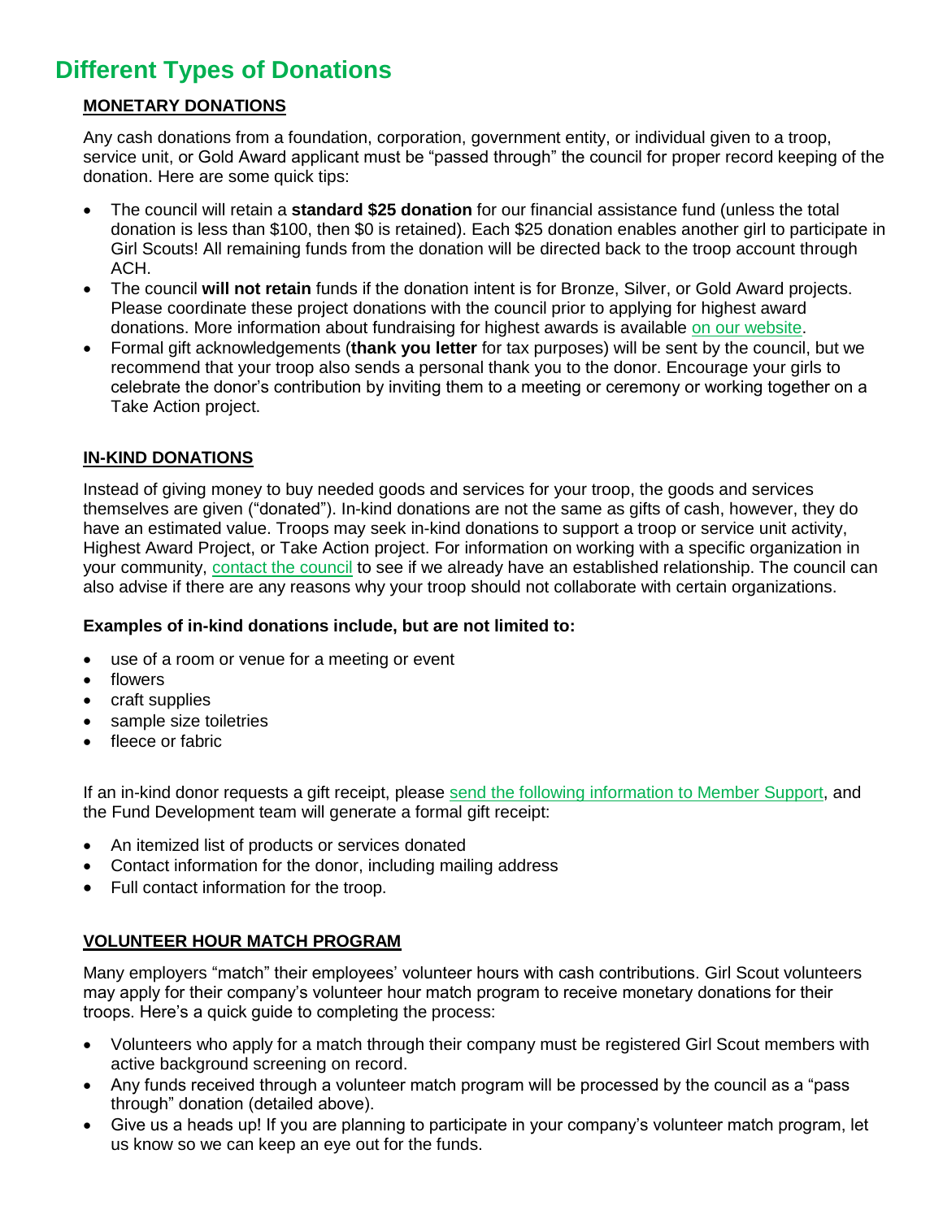# Different Types of Donations

## MONETARY DONATIONS

Any cash donations from a foundation, corporation, government entity, or individual given to a troop, service unit, or Gold Award applicant must be "passed through" the council for proper record keeping of the donation. Here are some quick tips:

- The council will retain a **standard $25 donation** for our financial assistance fund (unless the total donation is less than $100, then $0 is retained). Each $25 donation enables another girl to participate in Girl Scouts! All remaining funds from the donation will be directed back to the troop account through ACH.
- The council **will not retain** funds if the donation intent is for Bronze, Silver, or Gold Award projects. Please coordinate these project donations with the council prior to applying for highest award donations. More information about fundraising for highest awards is available on our website.
- Formal gift acknowledgements (**thank you letter** for tax purposes) will be sent by the council, but we recommend that your troop also sends a personal thank you to the donor. Encourage your girls to celebrate the donor's contribution by inviting them to a meeting or ceremony or working together on a Take Action project.

## IN-KIND DONATIONS

Instead of giving money to buy needed goods and services for your troop, the goods and services themselves are given ("donated"). In-kind donations are not the same as gifts of cash, however, they do have an estimated value. Troops may seek in-kind donations to support a troop or service unit activity, Highest Award Project, or Take Action project. For information on working with a specific organization in your community, contact the council to see if we already have an established relationship. The council can also advise if there are any reasons why your troop should not collaborate with certain organizations.

**Examples of in-kind donations include, but are not limited to:**

- use of a room or venue for a meeting or event
- flowers
- craft supplies
- sample size toiletries
- fleece or fabric

If an in-kind donor requests a gift receipt, please send the following information to Member Support, and the Fund Development team will generate a formal gift receipt:

- An itemized list of products or services donated
- Contact information for the donor, including mailing address
- Full contact information for the troop.

## VOLUNTEER HOUR MATCH PROGRAM

Many employers "match" their employees' volunteer hours with cash contributions. Girl Scout volunteers may apply for their company's volunteer hour match program to receive monetary donations for their troops. Here's a quick guide to completing the process:

- Volunteers who apply for a match through their company must be registered Girl Scout members with active background screening on record.
- Any funds received through a volunteer match program will be processed by the council as a "pass through" donation (detailed above).
- Give us a heads up! If you are planning to participate in your company's volunteer match program, let us know so we can keep an eye out for the funds.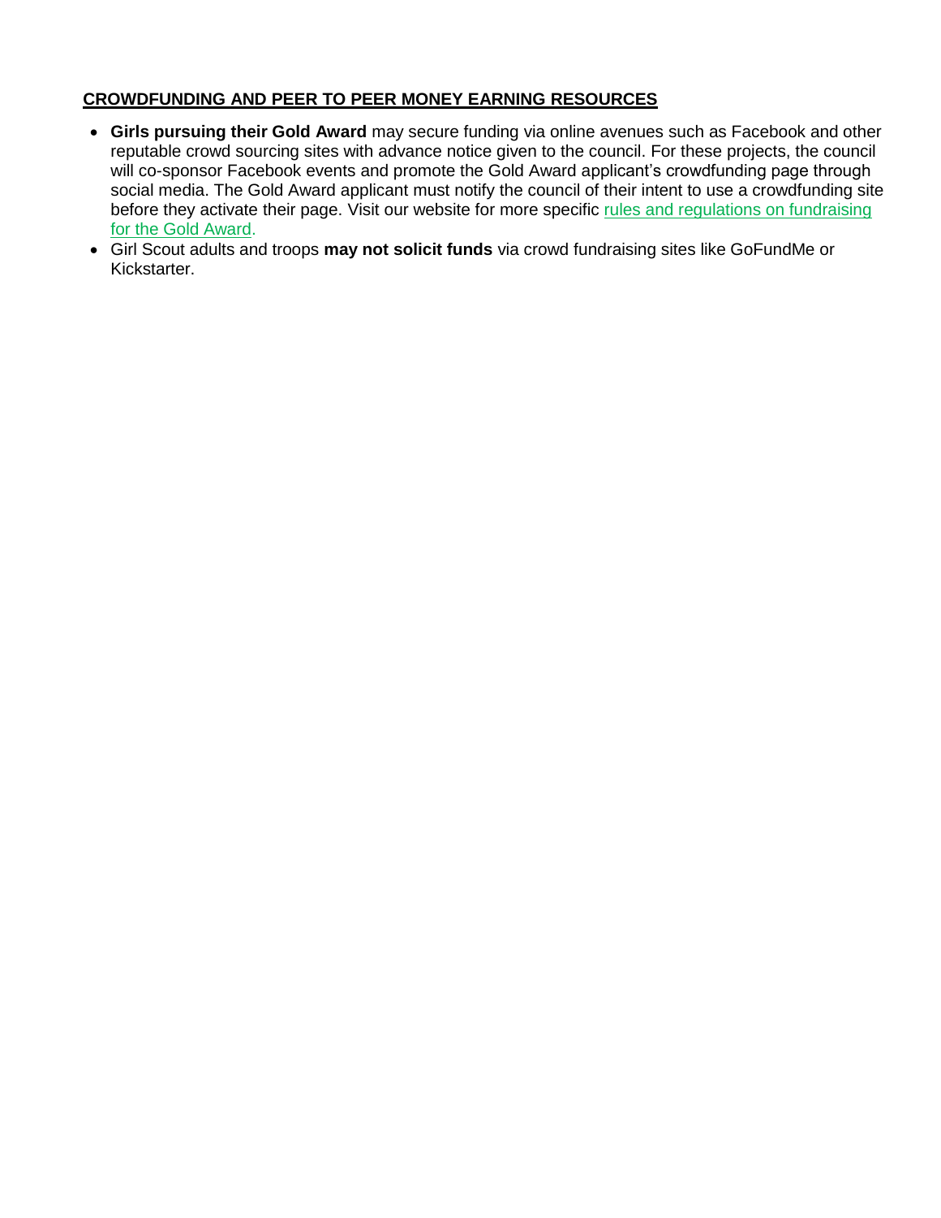## CROWDFUNDING AND PEER TO PEER MONEY EARNING RESOURCES

- **Girls pursuing their Gold Award** may secure funding via online avenues such as Facebook and other reputable crowd sourcing sites with advance notice given to the council. For these projects, the council will co-sponsor Facebook events and promote the Gold Award applicant's crowdfunding page through social media. The Gold Award applicant must notify the council of their intent to use a crowdfunding site before they activate their page. Visit our website for more specific rules and regulations on fundraising for the Gold Award.
- Girl Scout adults and troops **may not solicit funds** via crowd fundraising sites like GoFundMe or Kickstarter.